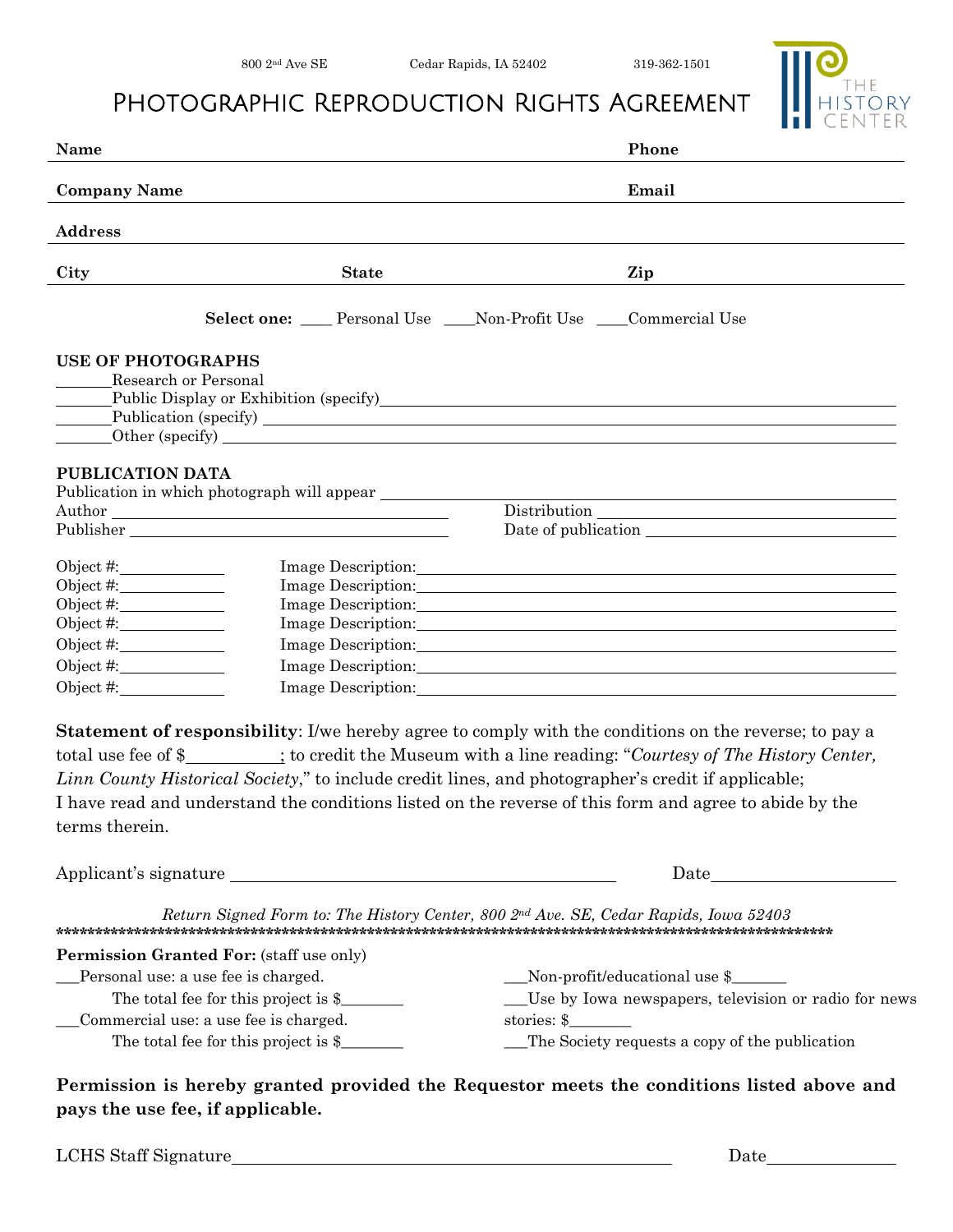800 2nd Ave SE    Cedar Rapids, IA 52402    319-362-1501

# Photographic Reproduction Rights Agreement

THE HISTORY CENTER

**Name** ______________________________ **Phone** ______________

**Company Name** ______________________________ **Email** ______________

**Address** ______________________________

**City** ______________ **State** ______________ **Zip** ______________

**Select one:** ____ Personal Use ____Non-Profit Use ____Commercial Use

**USE OF PHOTOGRAPHS**

_______Research or Personal
_______Public Display or Exhibition (specify)______________________________
_______Publication (specify) ______________________________
_______Other (specify) ______________________________

**PUBLICATION DATA**

Publication in which photograph will appear ______________________________
Author ______________________________ Distribution ______________________________
Publisher ______________________________ Date of publication ______________________________

Object #:______________ Image Description:______________________________
Object #:______________ Image Description:______________________________
Object #:______________ Image Description:______________________________
Object #:______________ Image Description:______________________________
Object #:______________ Image Description:______________________________
Object #:______________ Image Description:______________________________
Object #:______________ Image Description:______________________________

**Statement of responsibility**: I/we hereby agree to comply with the conditions on the reverse; to pay a total use fee of $__________; to credit the Museum with a line reading: "*Courtesy of The History Center, Linn County Historical Society*," to include credit lines, and photographer's credit if applicable; I have read and understand the conditions listed on the reverse of this form and agree to abide by the terms therein.

Applicant's signature ______________________________ Date______________

*Return Signed Form to: The History Center, 800 2nd Ave. SE, Cedar Rapids, Iowa 52403*

****************************************************************************************************

**Permission Granted For:** (staff use only)

___Personal use: a use fee is charged.
The total fee for this project is $________
___Commercial use: a use fee is charged.
The total fee for this project is $________

___Non-profit/educational use $_______
___Use by Iowa newspapers, television or radio for news stories: $________
___The Society requests a copy of the publication

**Permission is hereby granted provided the Requestor meets the conditions listed above and pays the use fee, if applicable.**

LCHS Staff Signature______________________________ Date______________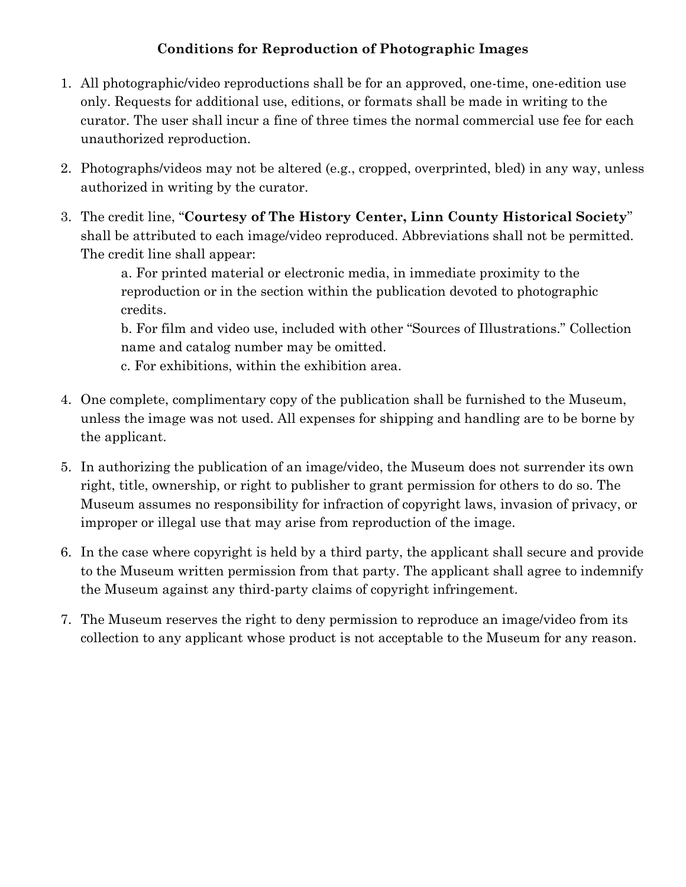**Conditions for Reproduction of Photographic Images**

1. All photographic/video reproductions shall be for an approved, one-time, one-edition use only. Requests for additional use, editions, or formats shall be made in writing to the curator. The user shall incur a fine of three times the normal commercial use fee for each unauthorized reproduction.

2. Photographs/videos may not be altered (e.g., cropped, overprinted, bled) in any way, unless authorized in writing by the curator.

3. The credit line, "**Courtesy of The History Center, Linn County Historical Society**" shall be attributed to each image/video reproduced. Abbreviations shall not be permitted. The credit line shall appear:

    a. For printed material or electronic media, in immediate proximity to the reproduction or in the section within the publication devoted to photographic credits.

    b. For film and video use, included with other "Sources of Illustrations." Collection name and catalog number may be omitted.

    c. For exhibitions, within the exhibition area.

4. One complete, complimentary copy of the publication shall be furnished to the Museum, unless the image was not used. All expenses for shipping and handling are to be borne by the applicant.

5. In authorizing the publication of an image/video, the Museum does not surrender its own right, title, ownership, or right to publisher to grant permission for others to do so. The Museum assumes no responsibility for infraction of copyright laws, invasion of privacy, or improper or illegal use that may arise from reproduction of the image.

6. In the case where copyright is held by a third party, the applicant shall secure and provide to the Museum written permission from that party. The applicant shall agree to indemnify the Museum against any third-party claims of copyright infringement.

7. The Museum reserves the right to deny permission to reproduce an image/video from its collection to any applicant whose product is not acceptable to the Museum for any reason.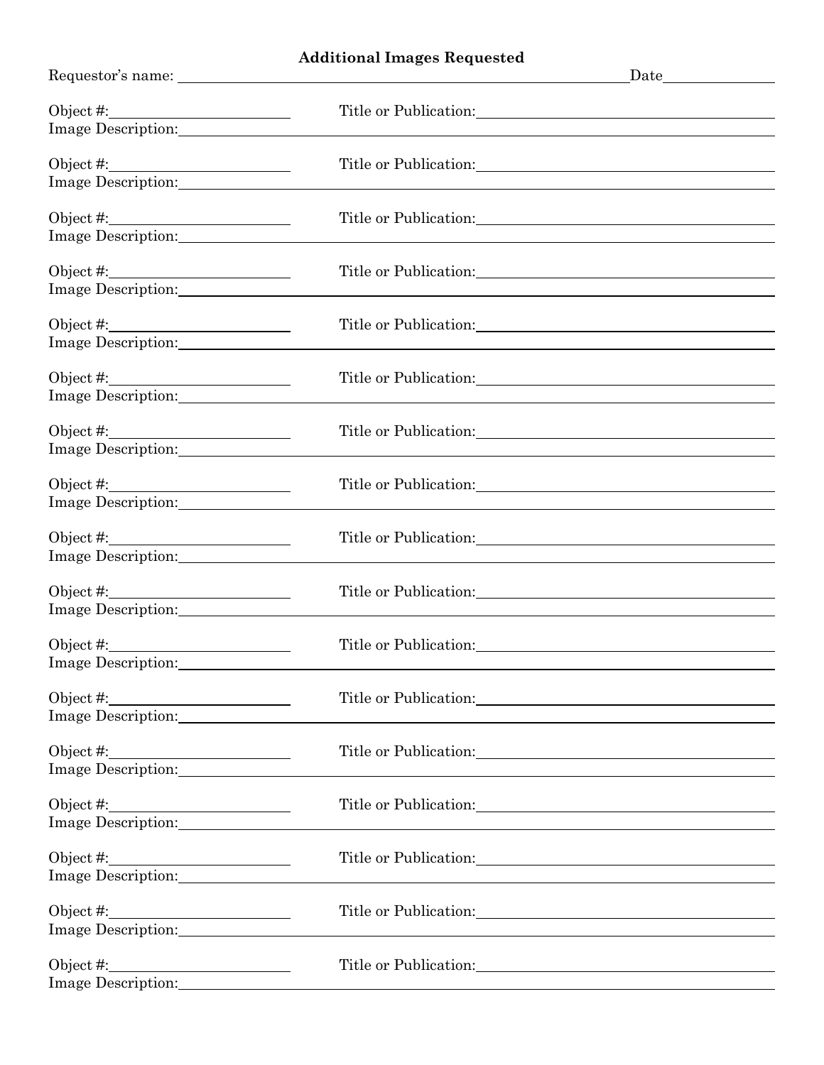**Additional Images Requested**

Requestor's name: ______________________________ Date______________

Object #: ______________ Title or Publication: ______________________
Image Description: ______________________________________________

Object #: ______________ Title or Publication: ______________________
Image Description: ______________________________________________

Object #: ______________ Title or Publication: ______________________
Image Description: ______________________________________________

Object #: ______________ Title or Publication: ______________________
Image Description: ______________________________________________

Object #: ______________ Title or Publication: ______________________
Image Description: ______________________________________________

Object #: ______________ Title or Publication: ______________________
Image Description: ______________________________________________

Object #: ______________ Title or Publication: ______________________
Image Description: ______________________________________________

Object #: ______________ Title or Publication: ______________________
Image Description: ______________________________________________

Object #: ______________ Title or Publication: ______________________
Image Description: ______________________________________________

Object #: ______________ Title or Publication: ______________________
Image Description: ______________________________________________

Object #: ______________ Title or Publication: ______________________
Image Description: ______________________________________________

Object #: ______________ Title or Publication: ______________________
Image Description: ______________________________________________

Object #: ______________ Title or Publication: ______________________
Image Description: ______________________________________________

Object #: ______________ Title or Publication: ______________________
Image Description: ______________________________________________

Object #: ______________ Title or Publication: ______________________
Image Description: ______________________________________________

Object #: ______________ Title or Publication: ______________________
Image Description: ______________________________________________

Object #: ______________ Title or Publication: ______________________
Image Description: ______________________________________________